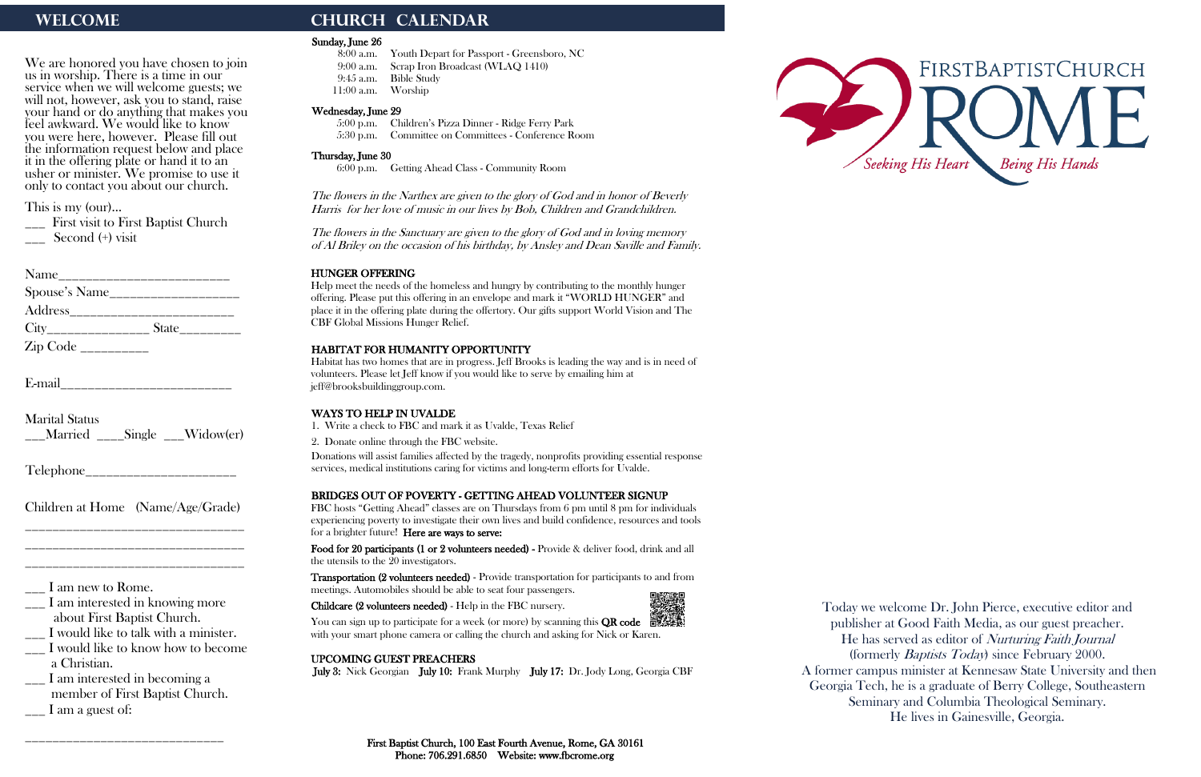# WELCOME

We are honored you have chosen to join us in worship. There is a time in our service when we will welcome guests; we will not, however, ask you to stand, raise your hand or do anything that makes you feel awkward. We would like to know you were here, however. Please fill out the information request below and place it in the offering plate or hand it to an usher or minister. We promise to use it only to contact you about our church.

This is my (our)...

___ First visit to First Baptist Church
___ Second (+) visit

Name________________________

Spouse's Name__________________

Address_______________________

City______________ State________

Zip Code _________

E-mail________________________

Marital Status
___Married ____Single ___Widow(er)

Telephone_____________________

Children at Home (Name/Age/Grade)

______________________________
______________________________
______________________________

___ I am new to Rome.
___ I am interested in knowing more about First Baptist Church.
___ I would like to talk with a minister.
___ I would like to know how to become a Christian.
___ I am interested in becoming a member of First Baptist Church.
___ I am a guest of:

______________________________

# CHURCH CALENDAR

**Sunday, June 26**

8:00 a.m. Youth Depart for Passport - Greensboro, NC
9:00 a.m. Scrap Iron Broadcast (WLAQ 1410)
9:45 a.m. Bible Study
11:00 a.m. Worship

**Wednesday, June 29**

5:00 p.m. Children's Pizza Dinner - Ridge Ferry Park
5:30 p.m. Committee on Committees - Conference Room

**Thursday, June 30**

6:00 p.m. Getting Ahead Class - Community Room

*The flowers in the Narthex are given to the glory of God and in honor of Beverly Harris for her love of music in our lives by Bob, Children and Grandchildren.*

*The flowers in the Sanctuary are given to the glory of God and in loving memory of Al Briley on the occasion of his birthday, by Ansley and Dean Saville and Family.*

**HUNGER OFFERING**

Help meet the needs of the homeless and hungry by contributing to the monthly hunger offering. Please put this offering in an envelope and mark it "WORLD HUNGER" and place it in the offering plate during the offertory. Our gifts support World Vision and The CBF Global Missions Hunger Relief.

**HABITAT FOR HUMANITY OPPORTUNITY**

Habitat has two homes that are in progress. Jeff Brooks is leading the way and is in need of volunteers. Please let Jeff know if you would like to serve by emailing him at jeff@brooksbuildinggroup.com.

**WAYS TO HELP IN UVALDE**

1. Write a check to FBC and mark it as Uvalde, Texas Relief
2. Donate online through the FBC website.

Donations will assist families affected by the tragedy, nonprofits providing essential response services, medical institutions caring for victims and long-term efforts for Uvalde.

**BRIDGES OUT OF POVERTY - GETTING AHEAD VOLUNTEER SIGNUP**

FBC hosts "Getting Ahead" classes are on Thursdays from 6 pm until 8 pm for individuals experiencing poverty to investigate their own lives and build confidence, resources and tools for a brighter future! **Here are ways to serve:**

**Food for 20 participants (1 or 2 volunteers needed) -** Provide & deliver food, drink and all the utensils to the 20 investigators.

**Transportation (2 volunteers needed)** - Provide transportation for participants to and from meetings. Automobiles should be able to seat four passengers.

**Childcare (2 volunteers needed)** - Help in the FBC nursery.

You can sign up to participate for a week (or more) by scanning this **QR code** with your smart phone camera or calling the church and asking for Nick or Karen.

**UPCOMING GUEST PREACHERS**

**July 3:** Nick Georgian **July 10:** Frank Murphy **July 17:** Dr. Jody Long, Georgia CBF

**First Baptist Church, 100 East Fourth Avenue, Rome, GA 30161**
**Phone: 706.291.6850 Website: www.fbcrome.org**

FIRSTBAPTISTCHURCH ROME
*Seeking His Heart Being His Hands*

Today we welcome Dr. John Pierce, executive editor and publisher at Good Faith Media, as our guest preacher. He has served as editor of *Nurturing Faith Journal* (formerly *Baptists Today*) since February 2000. A former campus minister at Kennesaw State University and then Georgia Tech, he is a graduate of Berry College, Southeastern Seminary and Columbia Theological Seminary. He lives in Gainesville, Georgia.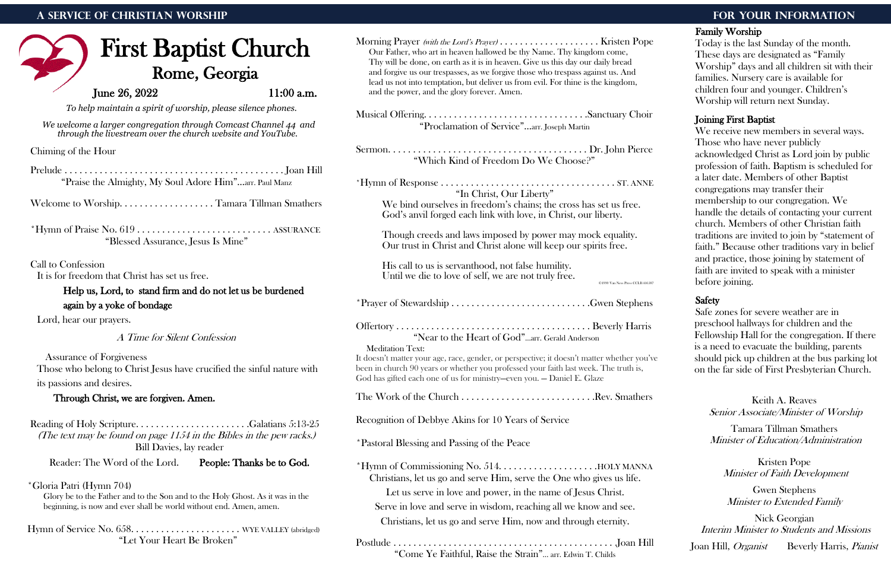## A SERVICE OF CHRISTIAN WORSHIP

# First Baptist Church
## Rome, Georgia

June 26, 2022 11:00 a.m.

*To help maintain a spirit of worship, please silence phones.*

*We welcome a larger congregation through Comcast Channel 44 and through the livestream over the church website and YouTube.*

Chiming of the Hour

Prelude . . . . . . . . . . . . . . . . . . . . . . . . . . . . . . . . . . . . . . . . . . . Joan Hill
"Praise the Almighty, My Soul Adore Him"...arr. Paul Manz

Welcome to Worship. . . . . . . . . . . . . . . . . . Tamara Tillman Smathers

*Hymn of Praise No. 619 . . . . . . . . . . . . . . . . . . . . . . . . . . ASSURANCE
"Blessed Assurance, Jesus Is Mine"

Call to Confession
It is for freedom that Christ has set us free.

**Help us, Lord, to stand firm and do not let us be burdened again by a yoke of bondage**

Lord, hear our prayers.

*A Time for Silent Confession*

Assurance of Forgiveness
Those who belong to Christ Jesus have crucified the sinful nature with its passions and desires.

**Through Christ, we are forgiven. Amen.**

Reading of Holy Scripture. . . . . . . . . . . . . . . . . . . . . . Galatians 5:13-25
*(The text may be found on page 1154 in the Bibles in the pew racks.)*
Bill Davies, lay reader

Reader: The Word of the Lord. **People: Thanks be to God.**

*Gloria Patri (Hymn 704)
Glory be to the Father and to the Son and to the Holy Ghost. As it was in the beginning, is now and ever shall be world without end. Amen, amen.

Hymn of Service No. 658. . . . . . . . . . . . . . . . . . . . . WYE VALLEY (abridged)
"Let Your Heart Be Broken"

Morning Prayer *(with the Lord's Prayer)* . . . . . . . . . . . . . . . . . . . . Kristen Pope
Our Father, who art in heaven hallowed be thy Name. Thy kingdom come, Thy will be done, on earth as it is in heaven. Give us this day our daily bread and forgive us our trespasses, as we forgive those who trespass against us. And lead us not into temptation, but deliver us from evil. For thine is the kingdom, and the power, and the glory forever. Amen.

Musical Offering. . . . . . . . . . . . . . . . . . . . . . . . . . . . . . . Sanctuary Choir
"Proclamation of Service"...arr. Joseph Martin

Sermon. . . . . . . . . . . . . . . . . . . . . . . . . . . . . . . . . . . . . . . Dr. John Pierce
"Which Kind of Freedom Do We Choose?"

*Hymn of Response . . . . . . . . . . . . . . . . . . . . . . . . . . . . . . . . . . ST. ANNE
"In Christ, Our Liberty"

We bind ourselves in freedom's chains; the cross has set us free.
God's anvil forged each link with love, in Christ, our liberty.

Though creeds and laws imposed by power may mock equality.
Our trust in Christ and Christ alone will keep our spirits free.

His call to us is servanthood, not false humility.
Until we die to love of self, we are not truly free.

©1990 Van Ness Press CCLI# 446387

*Prayer of Stewardship . . . . . . . . . . . . . . . . . . . . . . . . . . . Gwen Stephens

Offertory . . . . . . . . . . . . . . . . . . . . . . . . . . . . . . . . . . . . . . Beverly Harris
"Near to the Heart of God"...arr. Gerald Anderson

Meditation Text:
It doesn't matter your age, race, gender, or perspective; it doesn't matter whether you've been in church 90 years or whether you professed your faith last week. The truth is, God has gifted each one of us for ministry—even you. – Daniel E. Glaze

The Work of the Church . . . . . . . . . . . . . . . . . . . . . . . . . . Rev. Smathers

Recognition of Debbye Akins for 10 Years of Service

*Pastoral Blessing and Passing of the Peace

*Hymn of Commissioning No. 514. . . . . . . . . . . . . . . . . . . HOLY MANNA
Christians, let us go and serve Him, serve the One who gives us life.
Let us serve in love and power, in the name of Jesus Christ.
Serve in love and serve in wisdom, reaching all we know and see.
Christians, let us go and serve Him, now and through eternity.

Postlude . . . . . . . . . . . . . . . . . . . . . . . . . . . . . . . . . . . . . . . . . . . Joan Hill
"Come Ye Faithful, Raise the Strain"... arr. Edwin T. Childs

## FOR YOUR INFORMATION

### Family Worship
Today is the last Sunday of the month. These days are designated as "Family Worship" days and all children sit with their families. Nursery care is available for children four and younger. Children's Worship will return next Sunday.

### Joining First Baptist
We receive new members in several ways. Those who have never publicly acknowledged Christ as Lord join by public profession of faith. Baptism is scheduled for a later date. Members of other Baptist congregations may transfer their membership to our congregation. We handle the details of contacting your current church. Members of other Christian faith traditions are invited to join by "statement of faith." Because other traditions vary in belief and practice, those joining by statement of faith are invited to speak with a minister before joining.

### Safety
Safe zones for severe weather are in preschool hallways for children and the Fellowship Hall for the congregation. If there is a need to evacuate the building, parents should pick up children at the bus parking lot on the far side of First Presbyterian Church.

Keith A. Reaves
*Senior Associate/Minister of Worship*

Tamara Tillman Smathers
*Minister of Education/Administration*

Kristen Pope
*Minister of Faith Development*

Gwen Stephens
*Minister to Extended Family*

Nick Georgian
*Interim Minister to Students and Missions*

Joan Hill, *Organist* Beverly Harris, *Pianist*